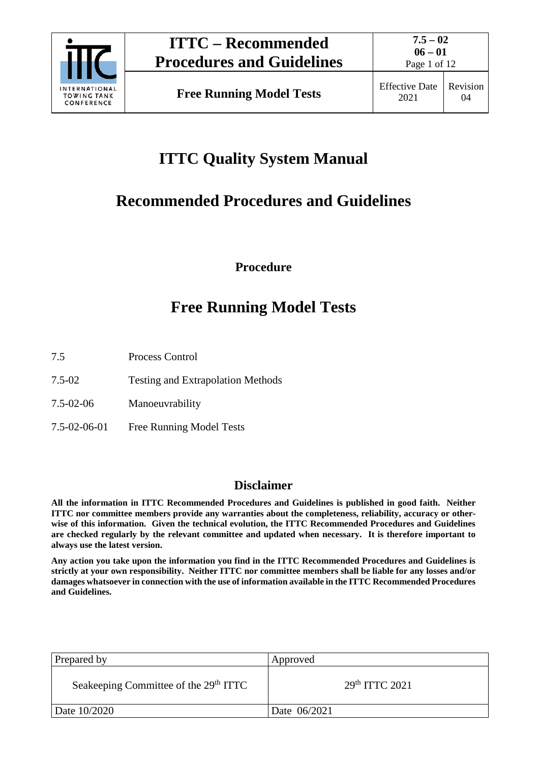# ITTC Quality System Manual

# Recommended Procedures and Guidelines

**Procedure**

# Free Running Model Tests

| | |
|---|---|
| 7.5 | Process Control |
| 7.5-02 | Testing and Extrapolation Methods |
| 7.5-02-06 | Manoeuvrability |
| 7.5-02-06-01 | Free Running Model Tests |

## Disclaimer

**All the information in ITTC Recommended Procedures and Guidelines is published in good faith. Neither ITTC nor committee members provide any warranties about the completeness, reliability, accuracy or otherwise of this information. Given the technical evolution, the ITTC Recommended Procedures and Guidelines are checked regularly by the relevant committee and updated when necessary. It is therefore important to always use the latest version.**

**Any action you take upon the information you find in the ITTC Recommended Procedures and Guidelines is strictly at your own responsibility. Neither ITTC nor committee members shall be liable for any losses and/or damages whatsoever in connection with the use of information available in the ITTC Recommended Procedures and Guidelines.**

| Prepared by | Approved |
|---|---|
| Seakeeping Committee of the 29th ITTC | 29th ITTC 2021 |
| Date 10/2020 | Date 06/2021 |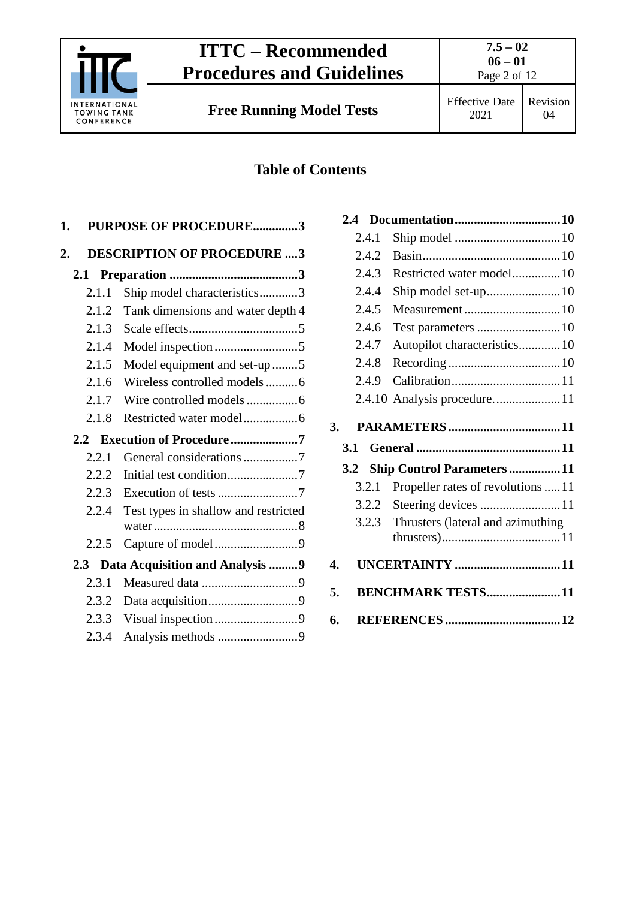# Table of Contents

1. **PURPOSE OF PROCEDURE** .............3

2. **DESCRIPTION OF PROCEDURE** ....3

   **2.1 Preparation** ........................................3

   - 2.1.1 Ship model characteristics............3
   - 2.1.2 Tank dimensions and water depth 4
   - 2.1.3 Scale effects..................................5
   - 2.1.4 Model inspection..........................5
   - 2.1.5 Model equipment and set-up........5
   - 2.1.6 Wireless controlled models ..........6
   - 2.1.7 Wire controlled models ................6
   - 2.1.8 Restricted water model.................6

   **2.2 Execution of Procedure** .....................7

   - 2.2.1 General considerations .................7
   - 2.2.2 Initial test condition......................7
   - 2.2.3 Execution of tests .........................7
   - 2.2.4 Test types in shallow and restricted water .............................................8
   - 2.2.5 Capture of model..........................9

   **2.3 Data Acquisition and Analysis** .........9

   - 2.3.1 Measured data ..............................9
   - 2.3.2 Data acquisition............................9
   - 2.3.3 Visual inspection ..........................9
   - 2.3.4 Analysis methods .........................9

   **2.4 Documentation** .................................10

   - 2.4.1 Ship model .................................10
   - 2.4.2 Basin...........................................10
   - 2.4.3 Restricted water model...............10
   - 2.4.4 Ship model set-up.......................10
   - 2.4.5 Measurement..............................10
   - 2.4.6 Test parameters ..........................10
   - 2.4.7 Autopilot characteristics.............10
   - 2.4.8 Recording ...................................10
   - 2.4.9 Calibration..................................11
   - 2.4.10 Analysis procedure.....................11

3. **PARAMETERS** ...................................11

   **3.1 General** .............................................11

   **3.2 Ship Control Parameters** ................11

   - 3.2.1 Propeller rates of revolutions .....11
   - 3.2.2 Steering devices .........................11
   - 3.2.3 Thrusters (lateral and azimuthing thrusters).....................................11

4. **UNCERTAINTY** .................................11

5. **BENCHMARK TESTS**.......................11

6. **REFERENCES** ....................................12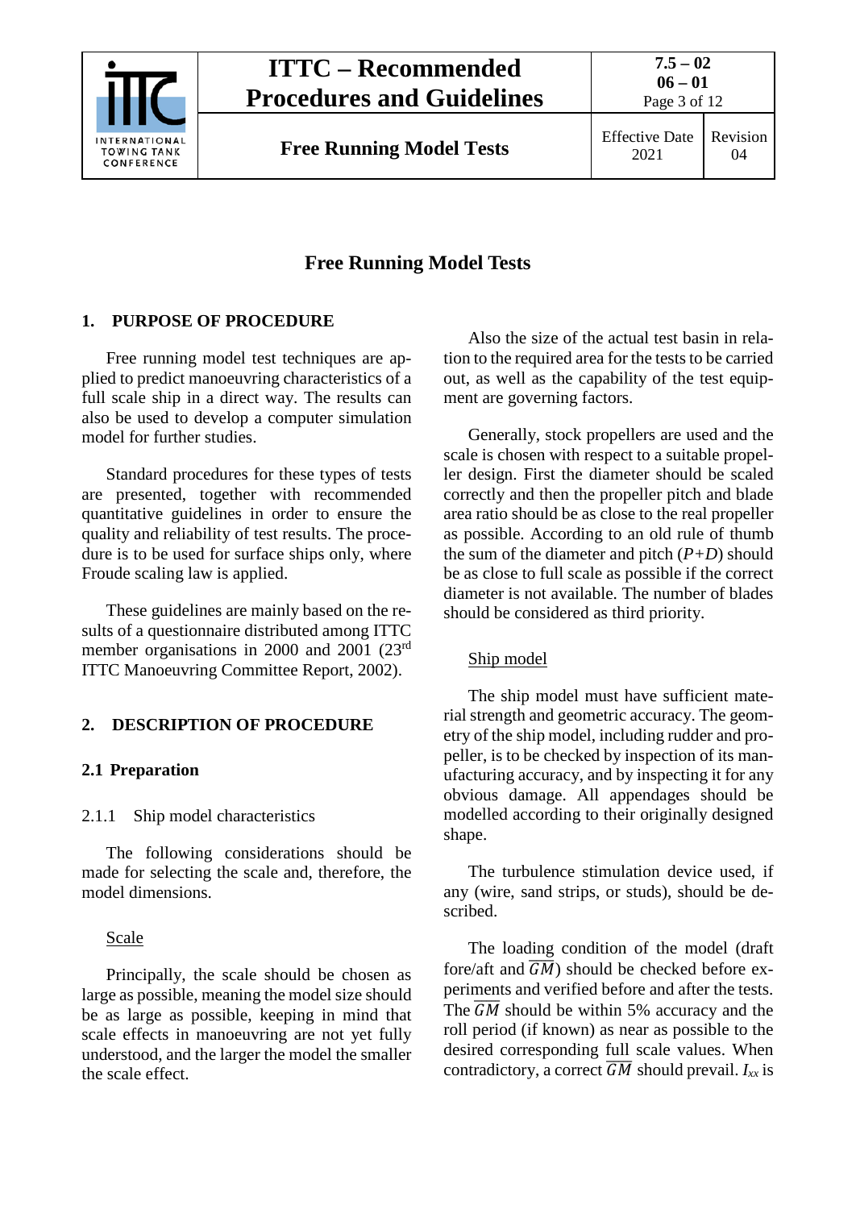# Free Running Model Tests

## 1. PURPOSE OF PROCEDURE

Free running model test techniques are applied to predict manoeuvring characteristics of a full scale ship in a direct way. The results can also be used to develop a computer simulation model for further studies.

Standard procedures for these types of tests are presented, together with recommended quantitative guidelines in order to ensure the quality and reliability of test results. The procedure is to be used for surface ships only, where Froude scaling law is applied.

These guidelines are mainly based on the results of a questionnaire distributed among ITTC member organisations in 2000 and 2001 (23rd ITTC Manoeuvring Committee Report, 2002).

## 2. DESCRIPTION OF PROCEDURE

### 2.1 Preparation

#### 2.1.1 Ship model characteristics

The following considerations should be made for selecting the scale and, therefore, the model dimensions.

Scale

Principally, the scale should be chosen as large as possible, meaning the model size should be as large as possible, keeping in mind that scale effects in manoeuvring are not yet fully understood, and the larger the model the smaller the scale effect.

Also the size of the actual test basin in relation to the required area for the tests to be carried out, as well as the capability of the test equipment are governing factors.

Generally, stock propellers are used and the scale is chosen with respect to a suitable propeller design. First the diameter should be scaled correctly and then the propeller pitch and blade area ratio should be as close to the real propeller as possible. According to an old rule of thumb the sum of the diameter and pitch ($P+D$) should be as close to full scale as possible if the correct diameter is not available. The number of blades should be considered as third priority.

Ship model

The ship model must have sufficient material strength and geometric accuracy. The geometry of the ship model, including rudder and propeller, is to be checked by inspection of its manufacturing accuracy, and by inspecting it for any obvious damage. All appendages should be modelled according to their originally designed shape.

The turbulence stimulation device used, if any (wire, sand strips, or studs), should be described.

The loading condition of the model (draft fore/aft and $\overline{GM}$) should be checked before experiments and verified before and after the tests. The $\overline{GM}$ should be within 5% accuracy and the roll period (if known) as near as possible to the desired corresponding full scale values. When contradictory, a correct $\overline{GM}$ should prevail. $I_{xx}$ is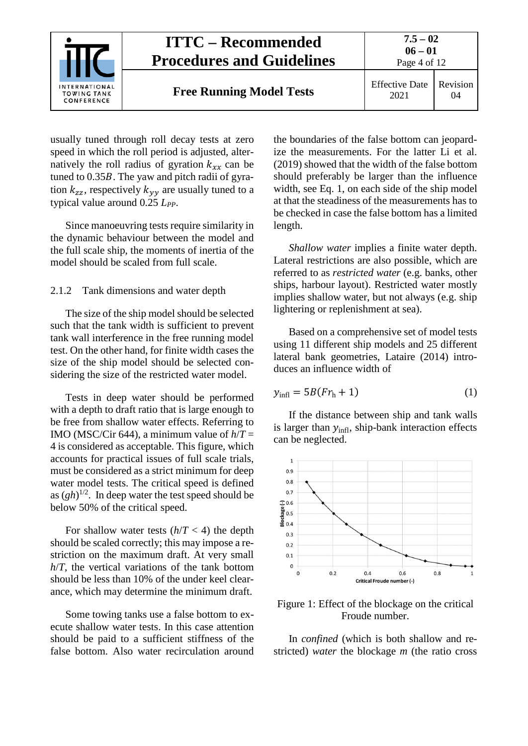usually tuned through roll decay tests at zero speed in which the roll period is adjusted, alternatively the roll radius of gyration $k_{xx}$ can be tuned to $0.35B$. The yaw and pitch radii of gyration $k_{zz}$, respectively $k_{yy}$ are usually tuned to a typical value around 0.25 $L_{PP}$.

Since manoeuvring tests require similarity in the dynamic behaviour between the model and the full scale ship, the moments of inertia of the model should be scaled from full scale.

### 2.1.2 Tank dimensions and water depth

The size of the ship model should be selected such that the tank width is sufficient to prevent tank wall interference in the free running model test. On the other hand, for finite width cases the size of the ship model should be selected considering the size of the restricted water model.

Tests in deep water should be performed with a depth to draft ratio that is large enough to be free from shallow water effects. Referring to IMO (MSC/Cir 644), a minimum value of $h/T = 4$ is considered as acceptable. This figure, which accounts for practical issues of full scale trials, must be considered as a strict minimum for deep water model tests. The critical speed is defined as $(gh)^{1/2}$. In deep water the test speed should be below 50% of the critical speed.

For shallow water tests ($h/T < 4$) the depth should be scaled correctly; this may impose a restriction on the maximum draft. At very small $h/T$, the vertical variations of the tank bottom should be less than 10% of the under keel clearance, which may determine the minimum draft.

Some towing tanks use a false bottom to execute shallow water tests. In this case attention should be paid to a sufficient stiffness of the false bottom. Also water recirculation around the boundaries of the false bottom can jeopardize the measurements. For the latter Li et al. (2019) showed that the width of the false bottom should preferably be larger than the influence width, see Eq. 1, on each side of the ship model at that the steadiness of the measurements has to be checked in case the false bottom has a limited length.

*Shallow water* implies a finite water depth. Lateral restrictions are also possible, which are referred to as *restricted water* (e.g. banks, other ships, harbour layout). Restricted water mostly implies shallow water, but not always (e.g. ship lightering or replenishment at sea).

Based on a comprehensive set of model tests using 11 different ship models and 25 different lateral bank geometries, Lataire (2014) introduces an influence width of

$$y_{\mathrm{infl}} = 5B(Fr_{\mathrm{h}} + 1) \tag{1}$$

If the distance between ship and tank walls is larger than $y_{\mathrm{infl}}$, ship-bank interaction effects can be neglected.

Figure 1: Effect of the blockage on the critical Froude number.

In *confined* (which is both shallow and restricted) *water* the blockage $m$ (the ratio cross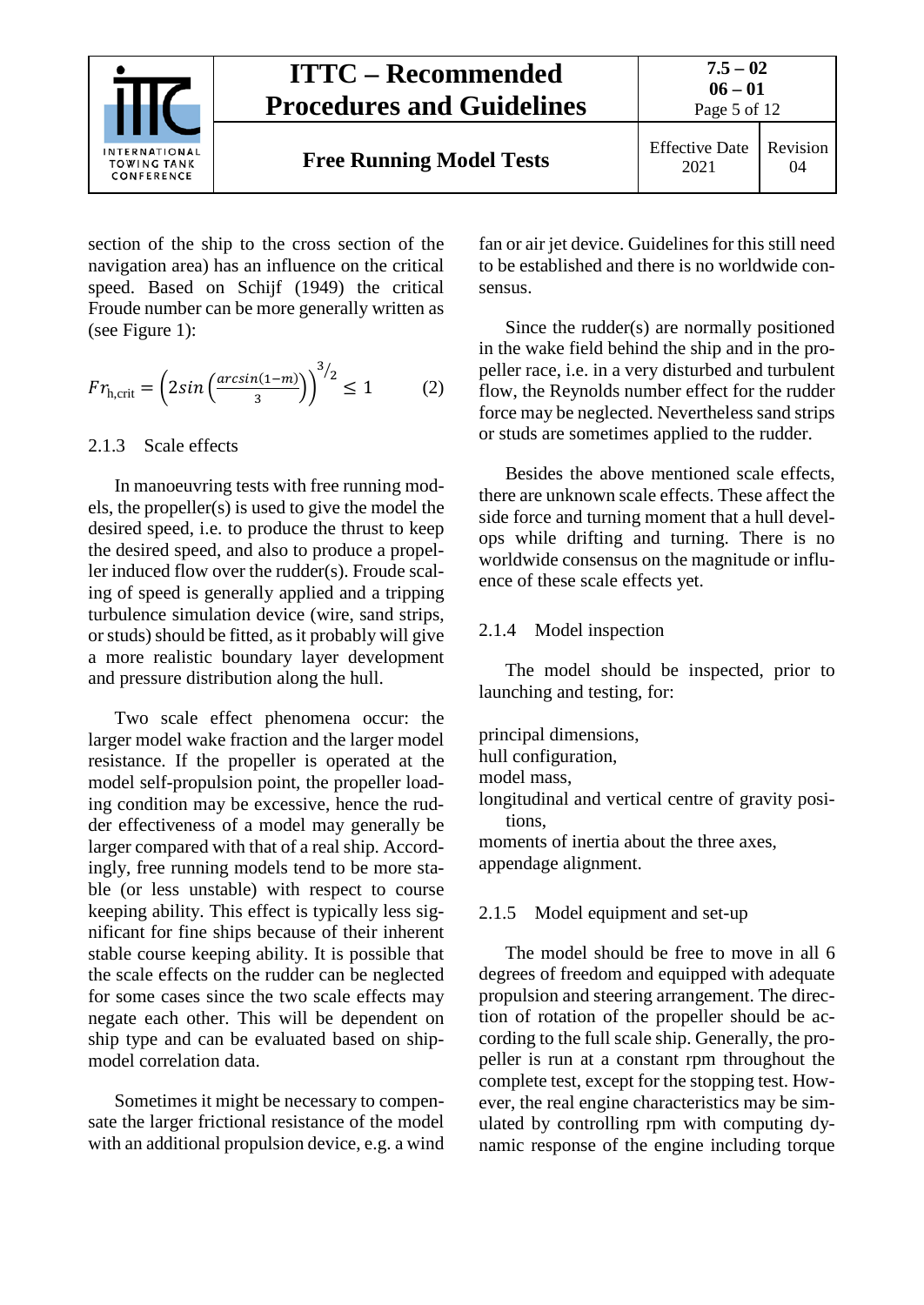section of the ship to the cross section of the navigation area) has an influence on the critical speed. Based on Schijf (1949) the critical Froude number can be more generally written as (see Figure 1):

$$Fr_{\mathrm{h,crit}} = \left(2sin\left(\frac{arcsin(1-m)}{3}\right)\right)^{3/2} \leq 1 \qquad (2)$$

### 2.1.3 Scale effects

In manoeuvring tests with free running models, the propeller(s) is used to give the model the desired speed, i.e. to produce the thrust to keep the desired speed, and also to produce a propeller induced flow over the rudder(s). Froude scaling of speed is generally applied and a tripping turbulence simulation device (wire, sand strips, or studs) should be fitted, as it probably will give a more realistic boundary layer development and pressure distribution along the hull.

Two scale effect phenomena occur: the larger model wake fraction and the larger model resistance. If the propeller is operated at the model self-propulsion point, the propeller loading condition may be excessive, hence the rudder effectiveness of a model may generally be larger compared with that of a real ship. Accordingly, free running models tend to be more stable (or less unstable) with respect to course keeping ability. This effect is typically less significant for fine ships because of their inherent stable course keeping ability. It is possible that the scale effects on the rudder can be neglected for some cases since the two scale effects may negate each other. This will be dependent on ship type and can be evaluated based on ship-model correlation data.

Sometimes it might be necessary to compensate the larger frictional resistance of the model with an additional propulsion device, e.g. a wind fan or air jet device. Guidelines for this still need to be established and there is no worldwide consensus.

Since the rudder(s) are normally positioned in the wake field behind the ship and in the propeller race, i.e. in a very disturbed and turbulent flow, the Reynolds number effect for the rudder force may be neglected. Nevertheless sand strips or studs are sometimes applied to the rudder.

Besides the above mentioned scale effects, there are unknown scale effects. These affect the side force and turning moment that a hull develops while drifting and turning. There is no worldwide consensus on the magnitude or influence of these scale effects yet.

### 2.1.4 Model inspection

The model should be inspected, prior to launching and testing, for:

principal dimensions,
hull configuration,
model mass,
longitudinal and vertical centre of gravity positions,
moments of inertia about the three axes,
appendage alignment.

### 2.1.5 Model equipment and set-up

The model should be free to move in all 6 degrees of freedom and equipped with adequate propulsion and steering arrangement. The direction of rotation of the propeller should be according to the full scale ship. Generally, the propeller is run at a constant rpm throughout the complete test, except for the stopping test. However, the real engine characteristics may be simulated by controlling rpm with computing dynamic response of the engine including torque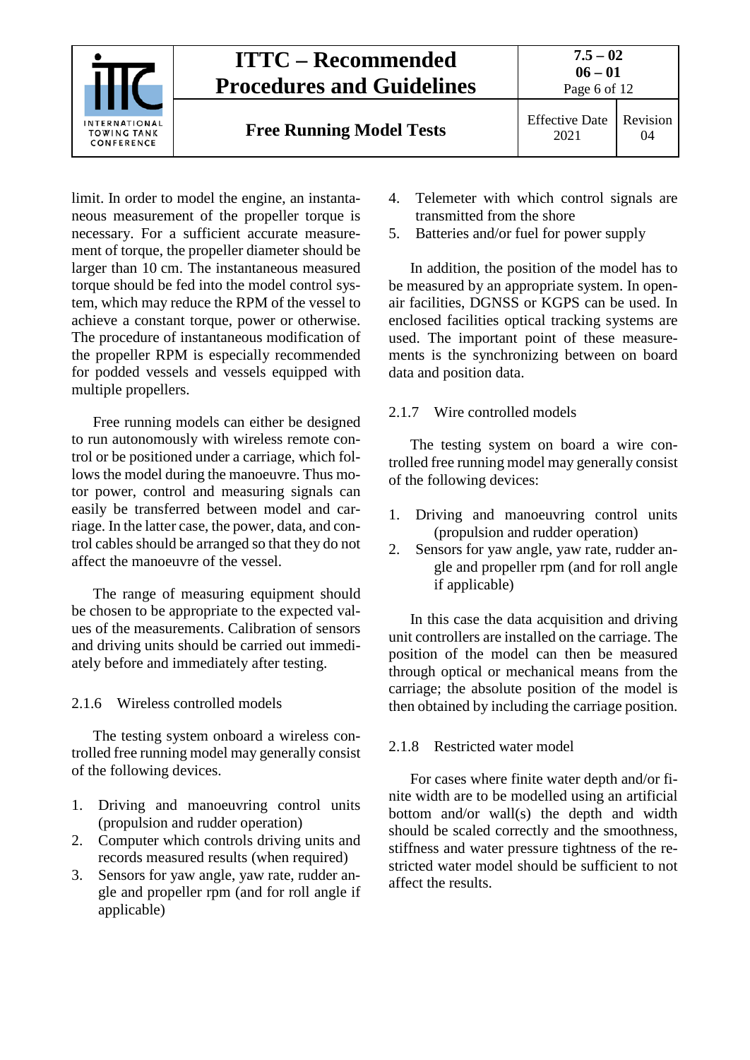limit. In order to model the engine, an instantaneous measurement of the propeller torque is necessary. For a sufficient accurate measurement of torque, the propeller diameter should be larger than 10 cm. The instantaneous measured torque should be fed into the model control system, which may reduce the RPM of the vessel to achieve a constant torque, power or otherwise. The procedure of instantaneous modification of the propeller RPM is especially recommended for podded vessels and vessels equipped with multiple propellers.

Free running models can either be designed to run autonomously with wireless remote control or be positioned under a carriage, which follows the model during the manoeuvre. Thus motor power, control and measuring signals can easily be transferred between model and carriage. In the latter case, the power, data, and control cables should be arranged so that they do not affect the manoeuvre of the vessel.

The range of measuring equipment should be chosen to be appropriate to the expected values of the measurements. Calibration of sensors and driving units should be carried out immediately before and immediately after testing.

### 2.1.6 Wireless controlled models

The testing system onboard a wireless controlled free running model may generally consist of the following devices.

1. Driving and manoeuvring control units (propulsion and rudder operation)
2. Computer which controls driving units and records measured results (when required)
3. Sensors for yaw angle, yaw rate, rudder angle and propeller rpm (and for roll angle if applicable)
4. Telemeter with which control signals are transmitted from the shore
5. Batteries and/or fuel for power supply

In addition, the position of the model has to be measured by an appropriate system. In open-air facilities, DGNSS or KGPS can be used. In enclosed facilities optical tracking systems are used. The important point of these measurements is the synchronizing between on board data and position data.

### 2.1.7 Wire controlled models

The testing system on board a wire controlled free running model may generally consist of the following devices:

1. Driving and manoeuvring control units (propulsion and rudder operation)
2. Sensors for yaw angle, yaw rate, rudder angle and propeller rpm (and for roll angle if applicable)

In this case the data acquisition and driving unit controllers are installed on the carriage. The position of the model can then be measured through optical or mechanical means from the carriage; the absolute position of the model is then obtained by including the carriage position.

### 2.1.8 Restricted water model

For cases where finite water depth and/or finite width are to be modelled using an artificial bottom and/or wall(s) the depth and width should be scaled correctly and the smoothness, stiffness and water pressure tightness of the restricted water model should be sufficient to not affect the results.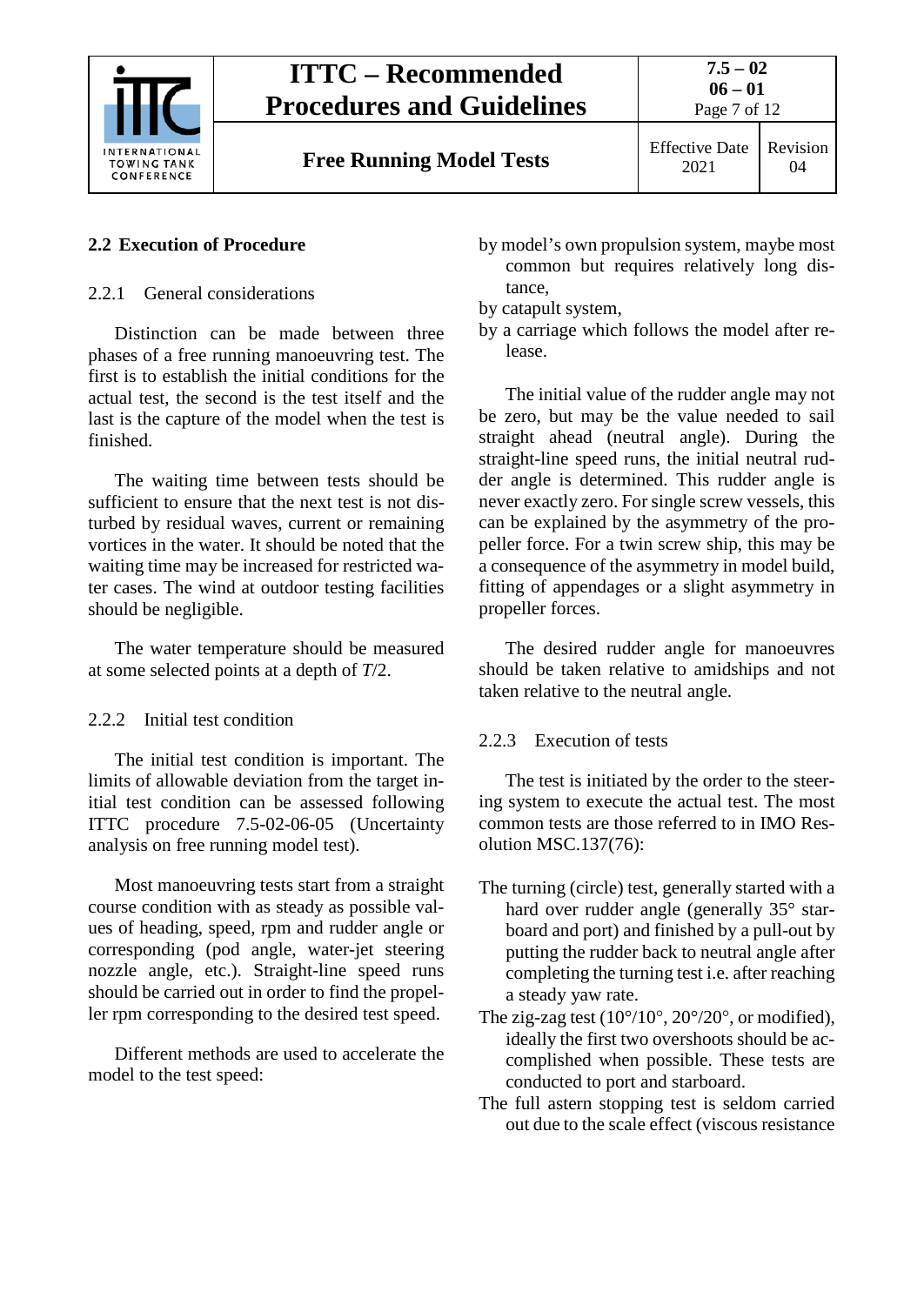## 2.2 Execution of Procedure

### 2.2.1 General considerations

Distinction can be made between three phases of a free running manoeuvring test. The first is to establish the initial conditions for the actual test, the second is the test itself and the last is the capture of the model when the test is finished.

The waiting time between tests should be sufficient to ensure that the next test is not disturbed by residual waves, current or remaining vortices in the water. It should be noted that the waiting time may be increased for restricted water cases. The wind at outdoor testing facilities should be negligible.

The water temperature should be measured at some selected points at a depth of $T/2$.

### 2.2.2 Initial test condition

The initial test condition is important. The limits of allowable deviation from the target initial test condition can be assessed following ITTC procedure 7.5-02-06-05 (Uncertainty analysis on free running model test).

Most manoeuvring tests start from a straight course condition with as steady as possible values of heading, speed, rpm and rudder angle or corresponding (pod angle, water-jet steering nozzle angle, etc.). Straight-line speed runs should be carried out in order to find the propeller rpm corresponding to the desired test speed.

Different methods are used to accelerate the model to the test speed:

- by model's own propulsion system, maybe most common but requires relatively long distance,
- by catapult system,
- by a carriage which follows the model after release.

The initial value of the rudder angle may not be zero, but may be the value needed to sail straight ahead (neutral angle). During the straight-line speed runs, the initial neutral rudder angle is determined. This rudder angle is never exactly zero. For single screw vessels, this can be explained by the asymmetry of the propeller force. For a twin screw ship, this may be a consequence of the asymmetry in model build, fitting of appendages or a slight asymmetry in propeller forces.

The desired rudder angle for manoeuvres should be taken relative to amidships and not taken relative to the neutral angle.

### 2.2.3 Execution of tests

The test is initiated by the order to the steering system to execute the actual test. The most common tests are those referred to in IMO Resolution MSC.137(76):

- The turning (circle) test, generally started with a hard over rudder angle (generally 35° starboard and port) and finished by a pull-out by putting the rudder back to neutral angle after completing the turning test i.e. after reaching a steady yaw rate.
- The zig-zag test (10°/10°, 20°/20°, or modified), ideally the first two overshoots should be accomplished when possible. These tests are conducted to port and starboard.
- The full astern stopping test is seldom carried out due to the scale effect (viscous resistance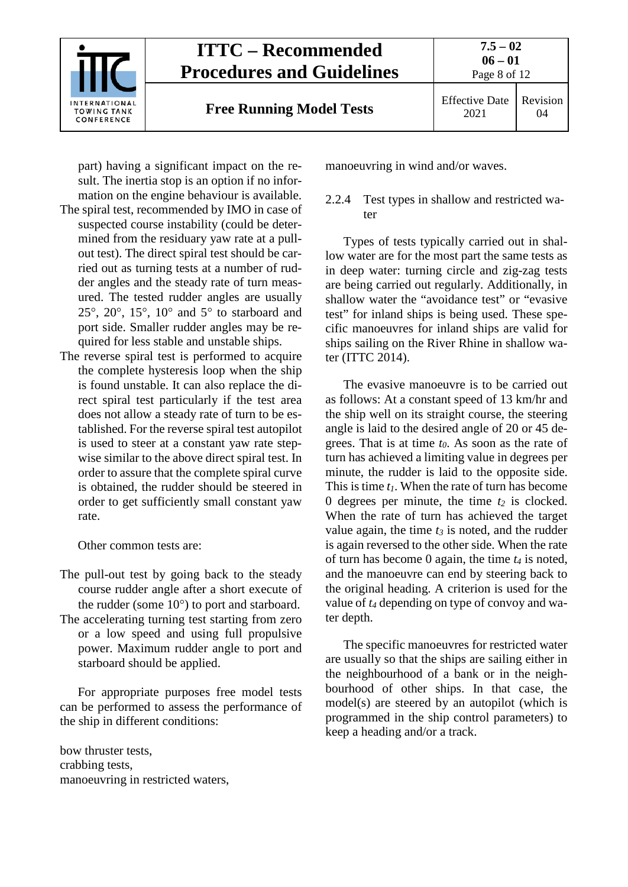part) having a significant impact on the result. The inertia stop is an option if no information on the engine behaviour is available.

The spiral test, recommended by IMO in case of suspected course instability (could be determined from the residuary yaw rate at a pull-out test). The direct spiral test should be carried out as turning tests at a number of rudder angles and the steady rate of turn measured. The tested rudder angles are usually 25°, 20°, 15°, 10° and 5° to starboard and port side. Smaller rudder angles may be required for less stable and unstable ships.

The reverse spiral test is performed to acquire the complete hysteresis loop when the ship is found unstable. It can also replace the direct spiral test particularly if the test area does not allow a steady rate of turn to be established. For the reverse spiral test autopilot is used to steer at a constant yaw rate stepwise similar to the above direct spiral test. In order to assure that the complete spiral curve is obtained, the rudder should be steered in order to get sufficiently small constant yaw rate.

Other common tests are:

The pull-out test by going back to the steady course rudder angle after a short execute of the rudder (some 10°) to port and starboard.

The accelerating turning test starting from zero or a low speed and using full propulsive power. Maximum rudder angle to port and starboard should be applied.

For appropriate purposes free model tests can be performed to assess the performance of the ship in different conditions:

bow thruster tests,
crabbing tests,
manoeuvring in restricted waters,
manoeuvring in wind and/or waves.

### 2.2.4 Test types in shallow and restricted water

Types of tests typically carried out in shallow water are for the most part the same tests as in deep water: turning circle and zig-zag tests are being carried out regularly. Additionally, in shallow water the "avoidance test" or "evasive test" for inland ships is being used. These specific manoeuvres for inland ships are valid for ships sailing on the River Rhine in shallow water (ITTC 2014).

The evasive manoeuvre is to be carried out as follows: At a constant speed of 13 km/hr and the ship well on its straight course, the steering angle is laid to the desired angle of 20 or 45 degrees. That is at time $t_0$. As soon as the rate of turn has achieved a limiting value in degrees per minute, the rudder is laid to the opposite side. This is time $t_1$. When the rate of turn has become 0 degrees per minute, the time $t_2$ is clocked. When the rate of turn has achieved the target value again, the time $t_3$ is noted, and the rudder is again reversed to the other side. When the rate of turn has become 0 again, the time $t_4$ is noted, and the manoeuvre can end by steering back to the original heading. A criterion is used for the value of $t_4$ depending on type of convoy and water depth.

The specific manoeuvres for restricted water are usually so that the ships are sailing either in the neighbourhood of a bank or in the neighbourhood of other ships. In that case, the model(s) are steered by an autopilot (which is programmed in the ship control parameters) to keep a heading and/or a track.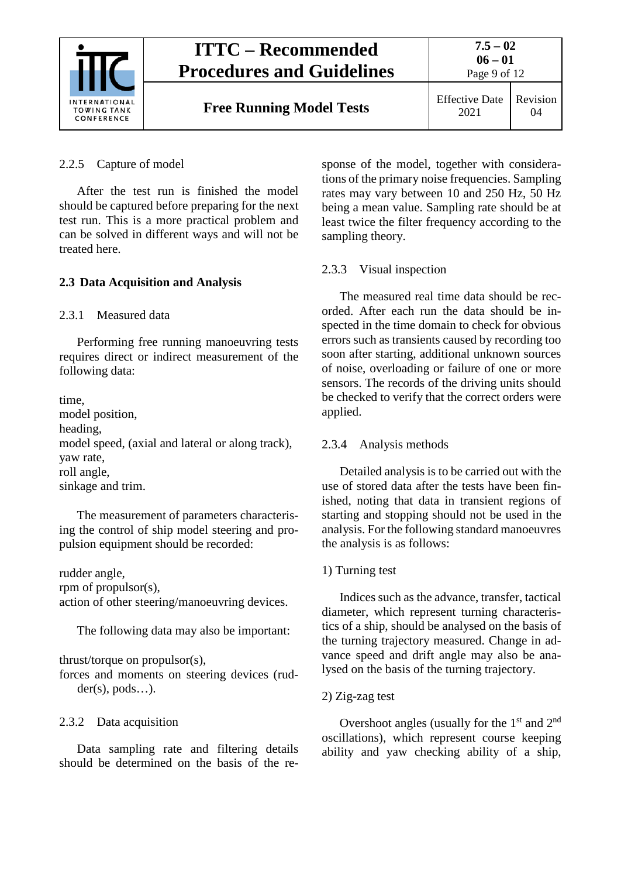#### 2.2.5 Capture of model

After the test run is finished the model should be captured before preparing for the next test run. This is a more practical problem and can be solved in different ways and will not be treated here.

### 2.3 Data Acquisition and Analysis

#### 2.3.1 Measured data

Performing free running manoeuvring tests requires direct or indirect measurement of the following data:

time,
model position,
heading,
model speed, (axial and lateral or along track),
yaw rate,
roll angle,
sinkage and trim.

The measurement of parameters characterising the control of ship model steering and propulsion equipment should be recorded:

rudder angle,
rpm of propulsor(s),
action of other steering/manoeuvring devices.

The following data may also be important:

thrust/torque on propulsor(s),
forces and moments on steering devices (rudder(s), pods…).

#### 2.3.2 Data acquisition

Data sampling rate and filtering details should be determined on the basis of the response of the model, together with considerations of the primary noise frequencies. Sampling rates may vary between 10 and 250 Hz, 50 Hz being a mean value. Sampling rate should be at least twice the filter frequency according to the sampling theory.

#### 2.3.3 Visual inspection

The measured real time data should be recorded. After each run the data should be inspected in the time domain to check for obvious errors such as transients caused by recording too soon after starting, additional unknown sources of noise, overloading or failure of one or more sensors. The records of the driving units should be checked to verify that the correct orders were applied.

#### 2.3.4 Analysis methods

Detailed analysis is to be carried out with the use of stored data after the tests have been finished, noting that data in transient regions of starting and stopping should not be used in the analysis. For the following standard manoeuvres the analysis is as follows:

1) Turning test

Indices such as the advance, transfer, tactical diameter, which represent turning characteristics of a ship, should be analysed on the basis of the turning trajectory measured. Change in advance speed and drift angle may also be analysed on the basis of the turning trajectory.

2) Zig-zag test

Overshoot angles (usually for the 1st and 2nd oscillations), which represent course keeping ability and yaw checking ability of a ship,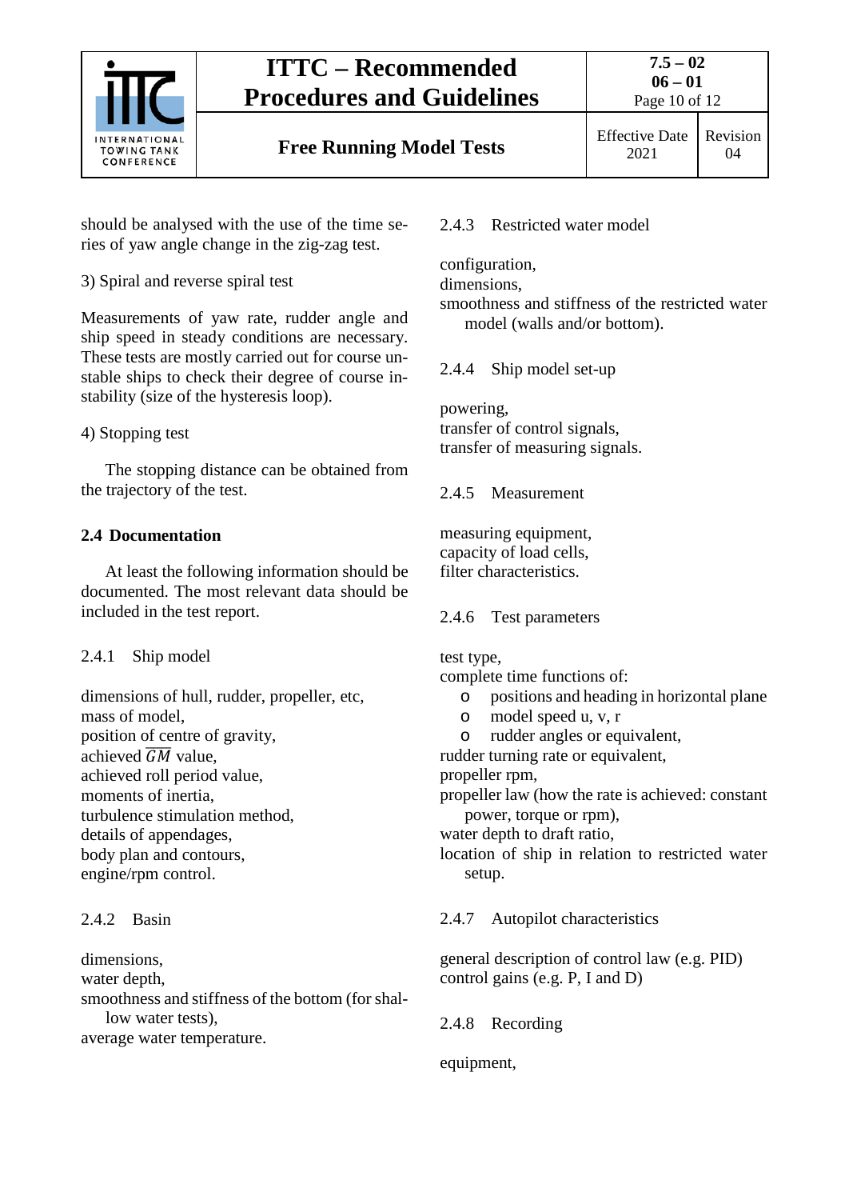should be analysed with the use of the time series of yaw angle change in the zig-zag test.

3) Spiral and reverse spiral test

Measurements of yaw rate, rudder angle and ship speed in steady conditions are necessary. These tests are mostly carried out for course unstable ships to check their degree of course instability (size of the hysteresis loop).

4) Stopping test

The stopping distance can be obtained from the trajectory of the test.

## 2.4 Documentation

At least the following information should be documented. The most relevant data should be included in the test report.

### 2.4.1 Ship model

dimensions of hull, rudder, propeller, etc,
mass of model,
position of centre of gravity,
achieved $\overline{GM}$ value,
achieved roll period value,
moments of inertia,
turbulence stimulation method,
details of appendages,
body plan and contours,
engine/rpm control.

### 2.4.2 Basin

dimensions,
water depth,
smoothness and stiffness of the bottom (for shallow water tests),
average water temperature.

### 2.4.3 Restricted water model

configuration,
dimensions,
smoothness and stiffness of the restricted water model (walls and/or bottom).

### 2.4.4 Ship model set-up

powering,
transfer of control signals,
transfer of measuring signals.

### 2.4.5 Measurement

measuring equipment,
capacity of load cells,
filter characteristics.

### 2.4.6 Test parameters

test type,
complete time functions of:

- positions and heading in horizontal plane
- model speed u, v, r
- rudder angles or equivalent,

rudder turning rate or equivalent,
propeller rpm,
propeller law (how the rate is achieved: constant power, torque or rpm),
water depth to draft ratio,
location of ship in relation to restricted water setup.

### 2.4.7 Autopilot characteristics

general description of control law (e.g. PID)
control gains (e.g. P, I and D)

### 2.4.8 Recording

equipment,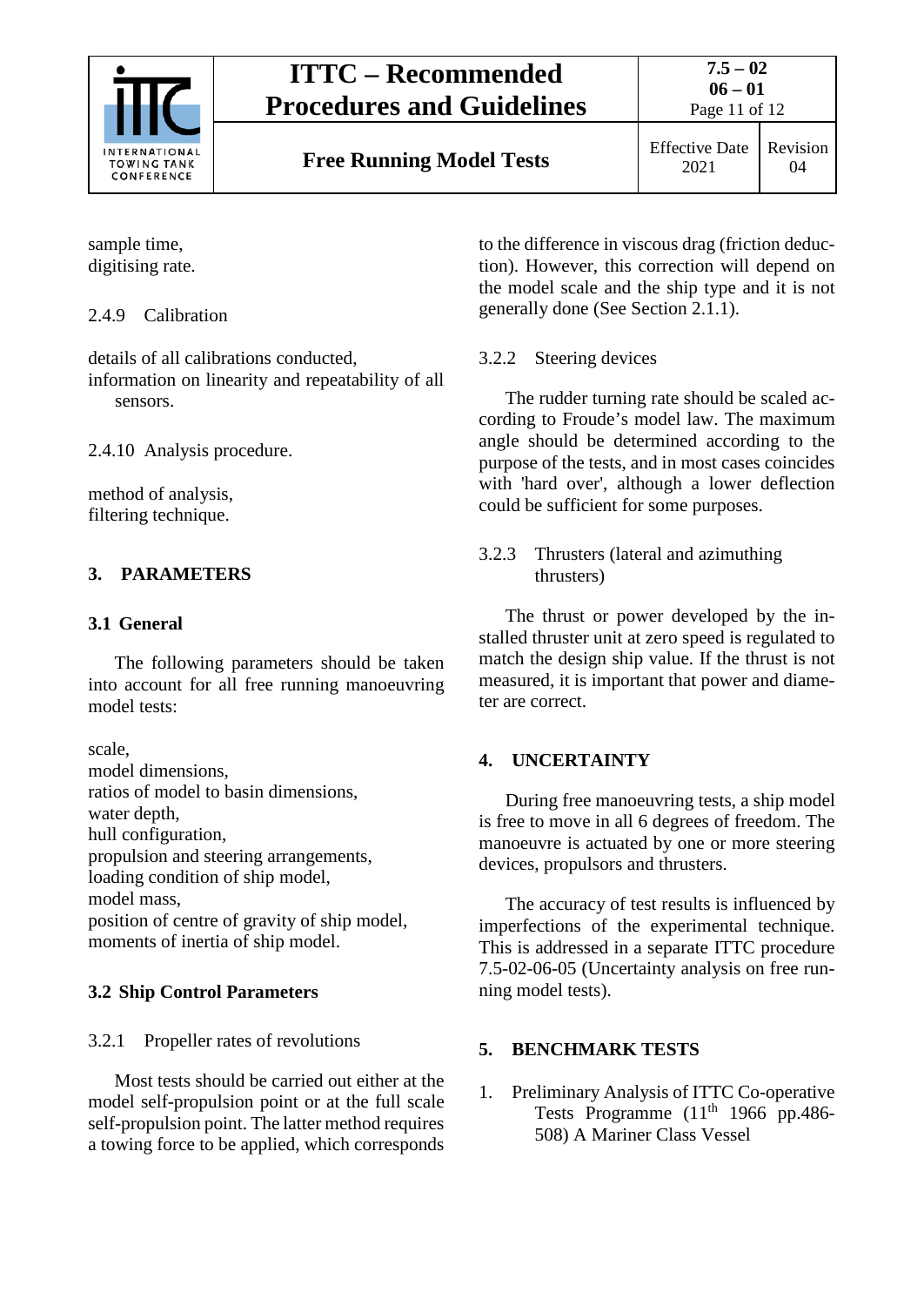sample time,
digitising rate.

2.4.9 Calibration

details of all calibrations conducted,
information on linearity and repeatability of all sensors.

2.4.10 Analysis procedure.

method of analysis,
filtering technique.

## 3. PARAMETERS

### 3.1 General

The following parameters should be taken into account for all free running manoeuvring model tests:

scale,
model dimensions,
ratios of model to basin dimensions,
water depth,
hull configuration,
propulsion and steering arrangements,
loading condition of ship model,
model mass,
position of centre of gravity of ship model,
moments of inertia of ship model.

### 3.2 Ship Control Parameters

#### 3.2.1 Propeller rates of revolutions

Most tests should be carried out either at the model self-propulsion point or at the full scale self-propulsion point. The latter method requires a towing force to be applied, which corresponds to the difference in viscous drag (friction deduction). However, this correction will depend on the model scale and the ship type and it is not generally done (See Section 2.1.1).

#### 3.2.2 Steering devices

The rudder turning rate should be scaled according to Froude's model law. The maximum angle should be determined according to the purpose of the tests, and in most cases coincides with 'hard over', although a lower deflection could be sufficient for some purposes.

#### 3.2.3 Thrusters (lateral and azimuthing thrusters)

The thrust or power developed by the installed thruster unit at zero speed is regulated to match the design ship value. If the thrust is not measured, it is important that power and diameter are correct.

## 4. UNCERTAINTY

During free manoeuvring tests, a ship model is free to move in all 6 degrees of freedom. The manoeuvre is actuated by one or more steering devices, propulsors and thrusters.

The accuracy of test results is influenced by imperfections of the experimental technique. This is addressed in a separate ITTC procedure 7.5-02-06-05 (Uncertainty analysis on free running model tests).

## 5. BENCHMARK TESTS

1. Preliminary Analysis of ITTC Co-operative Tests Programme (11th 1966 pp.486-508) A Mariner Class Vessel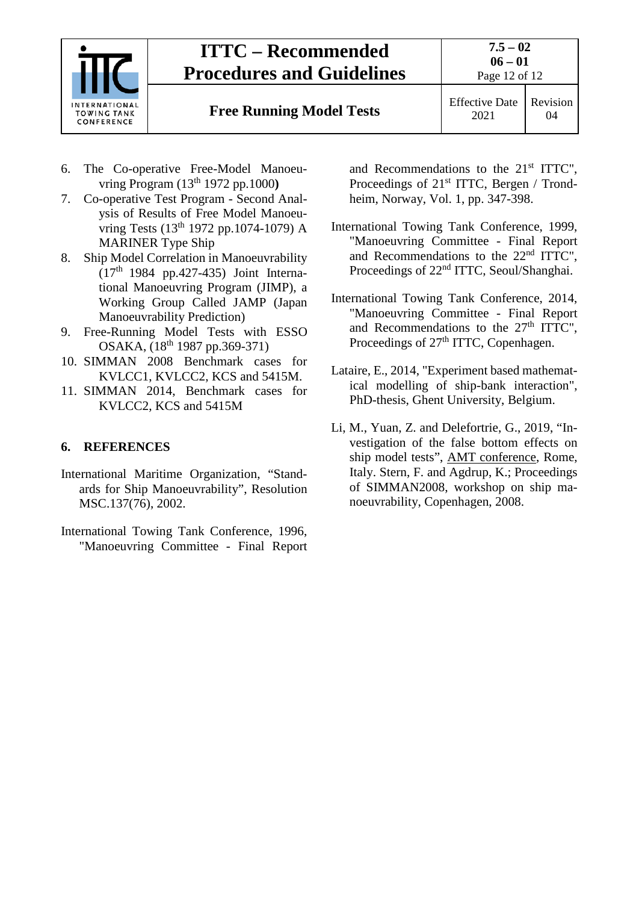6. The Co-operative Free-Model Manoeuvring Program (13th 1972 pp.1000**)**
7. Co-operative Test Program - Second Analysis of Results of Free Model Manoeuvring Tests (13th 1972 pp.1074-1079) A MARINER Type Ship
8. Ship Model Correlation in Manoeuvrability (17th 1984 pp.427-435) Joint International Manoeuvring Program (JIMP), a Working Group Called JAMP (Japan Manoeuvrability Prediction)
9. Free-Running Model Tests with ESSO OSAKA, (18th 1987 pp.369-371)
10. SIMMAN 2008 Benchmark cases for KVLCC1, KVLCC2, KCS and 5415M.
11. SIMMAN 2014, Benchmark cases for KVLCC2, KCS and 5415M

## 6. REFERENCES

International Maritime Organization, “Standards for Ship Manoeuvrability”, Resolution MSC.137(76), 2002.

International Towing Tank Conference, 1996, "Manoeuvring Committee - Final Report and Recommendations to the 21st ITTC", Proceedings of 21st ITTC, Bergen / Trondheim, Norway, Vol. 1, pp. 347-398.

International Towing Tank Conference, 1999, "Manoeuvring Committee - Final Report and Recommendations to the 22nd ITTC", Proceedings of 22nd ITTC, Seoul/Shanghai.

International Towing Tank Conference, 2014, "Manoeuvring Committee - Final Report and Recommendations to the 27th ITTC", Proceedings of 27th ITTC, Copenhagen.

Lataire, E., 2014, "Experiment based mathematical modelling of ship-bank interaction", PhD-thesis, Ghent University, Belgium.

Li, M., Yuan, Z. and Delefortrie, G., 2019, “Investigation of the false bottom effects on ship model tests”, AMT conference, Rome, Italy. Stern, F. and Agdrup, K.; Proceedings of SIMMAN2008, workshop on ship manoeuvrability, Copenhagen, 2008.